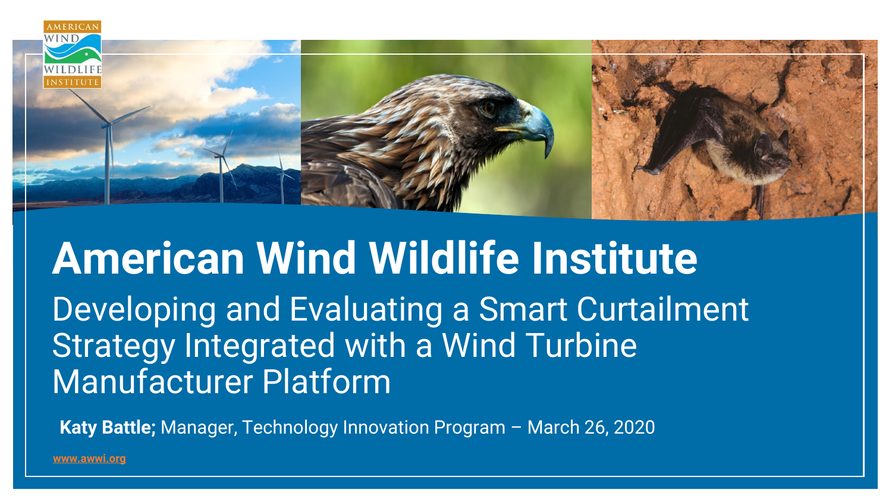# American Wind Wildlife Institute

## Developing and Evaluating a Smart Curtailment Strategy Integrated with a Wind Turbine Manufacturer Platform

**Katy Battle;** Manager, Technology Innovation Program – March 26, 2020

www.awwi.org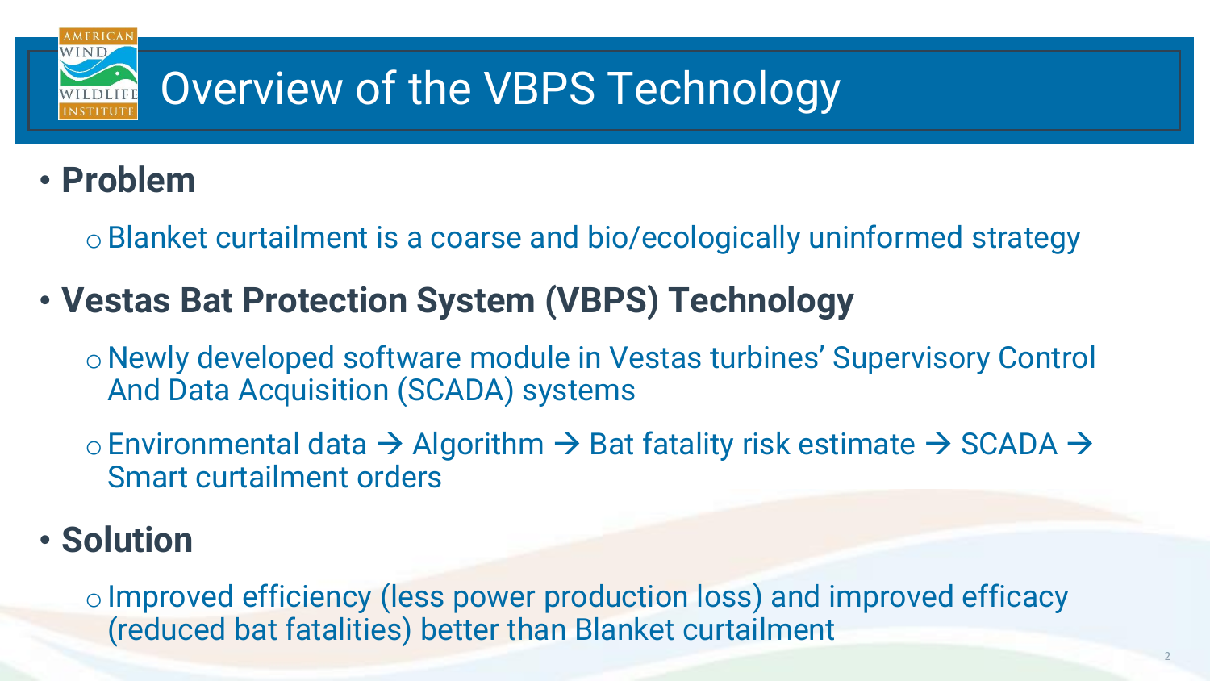# Overview of the VBPS Technology

- **Problem**
  - Blanket curtailment is a coarse and bio/ecologically uninformed strategy
- **Vestas Bat Protection System (VBPS) Technology**
  - Newly developed software module in Vestas turbines' Supervisory Control And Data Acquisition (SCADA) systems
  - Environmental data → Algorithm → Bat fatality risk estimate → SCADA → Smart curtailment orders
- **Solution**
  - Improved efficiency (less power production loss) and improved efficacy (reduced bat fatalities) better than Blanket curtailment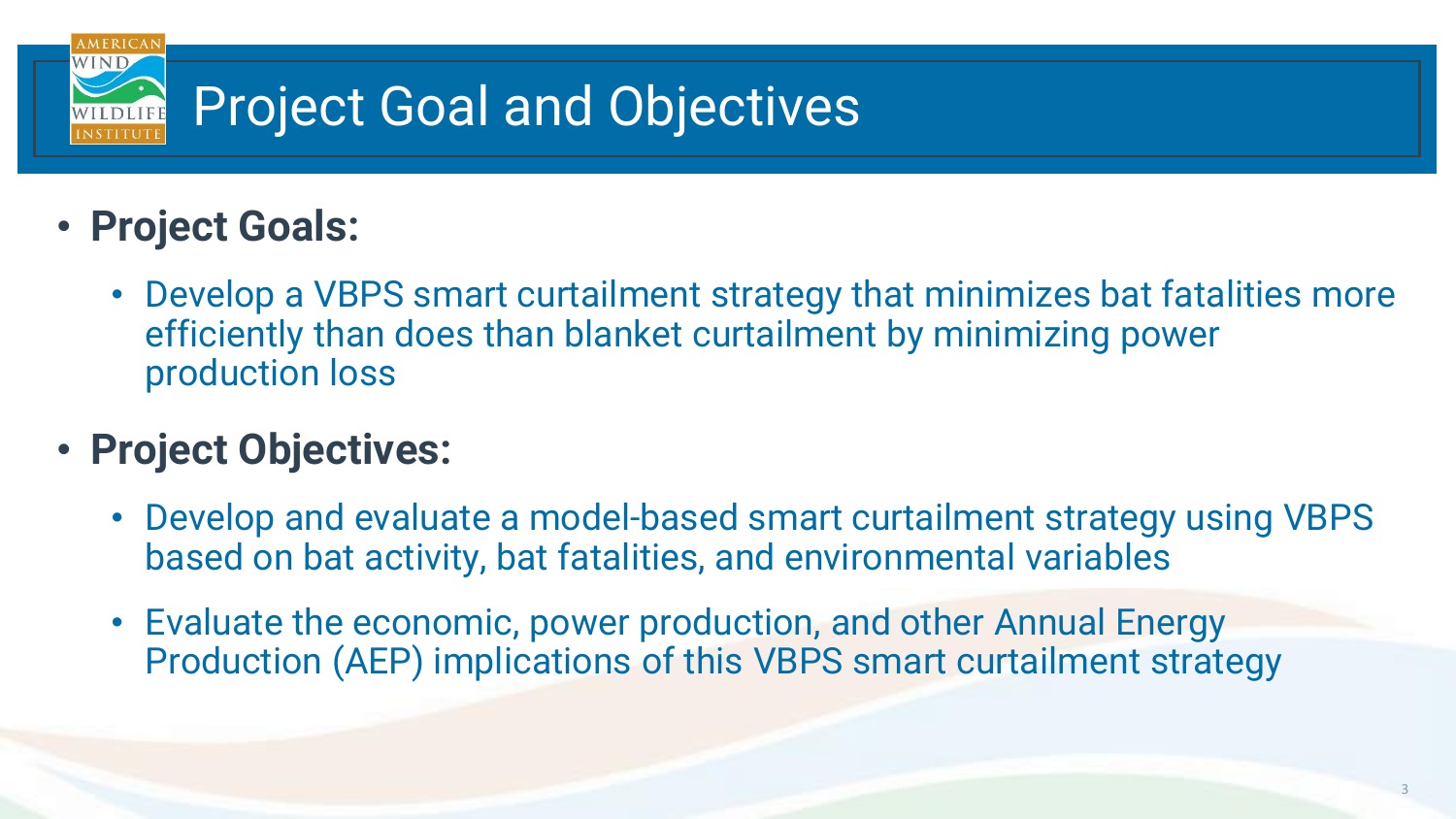# Project Goal and Objectives

- **Project Goals:**
  - Develop a VBPS smart curtailment strategy that minimizes bat fatalities more efficiently than does than blanket curtailment by minimizing power production loss
- **Project Objectives:**
  - Develop and evaluate a model-based smart curtailment strategy using VBPS based on bat activity, bat fatalities, and environmental variables
  - Evaluate the economic, power production, and other Annual Energy Production (AEP) implications of this VBPS smart curtailment strategy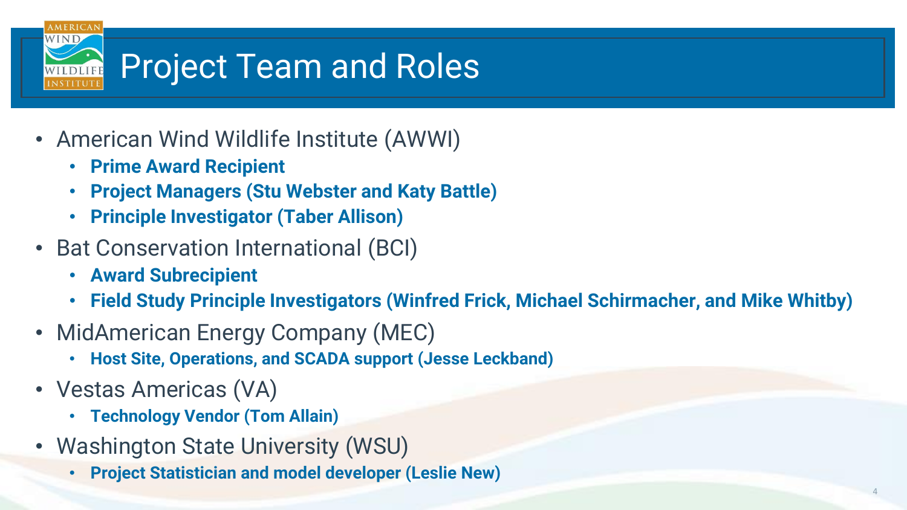# Project Team and Roles

- American Wind Wildlife Institute (AWWI)
  - **Prime Award Recipient**
  - **Project Managers (Stu Webster and Katy Battle)**
  - **Principle Investigator (Taber Allison)**
- Bat Conservation International (BCI)
  - **Award Subrecipient**
  - **Field Study Principle Investigators (Winfred Frick, Michael Schirmacher, and Mike Whitby)**
- MidAmerican Energy Company (MEC)
  - **Host Site, Operations, and SCADA support (Jesse Leckband)**
- Vestas Americas (VA)
  - **Technology Vendor (Tom Allain)**
- Washington State University (WSU)
  - **Project Statistician and model developer (Leslie New)**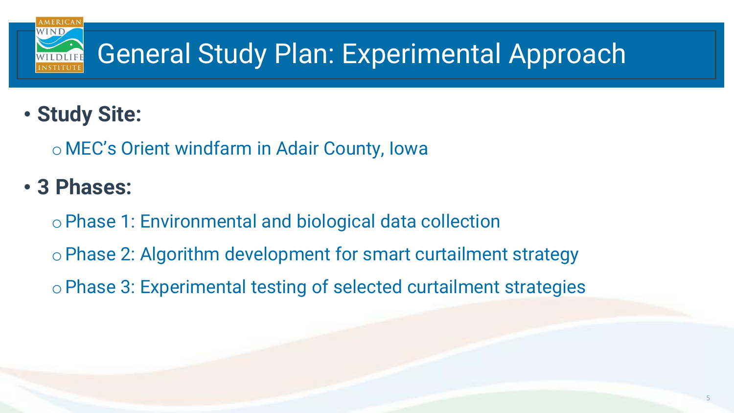# General Study Plan: Experimental Approach

- **Study Site:**
  - MEC's Orient windfarm in Adair County, Iowa
- **3 Phases:**
  - Phase 1: Environmental and biological data collection
  - Phase 2: Algorithm development for smart curtailment strategy
  - Phase 3: Experimental testing of selected curtailment strategies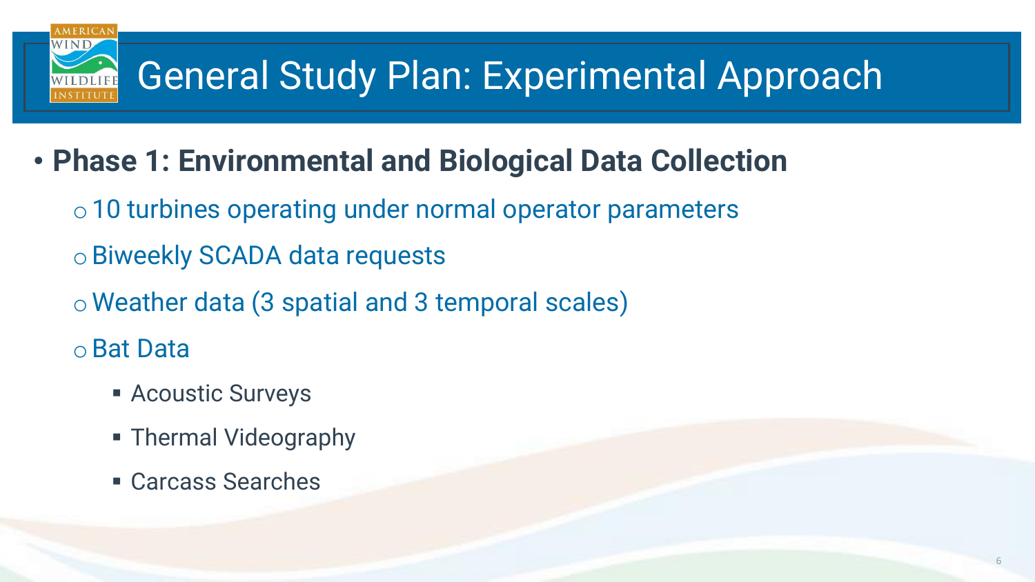# General Study Plan: Experimental Approach

- **Phase 1: Environmental and Biological Data Collection**
  - 10 turbines operating under normal operator parameters
  - Biweekly SCADA data requests
  - Weather data (3 spatial and 3 temporal scales)
  - Bat Data
    - Acoustic Surveys
    - Thermal Videography
    - Carcass Searches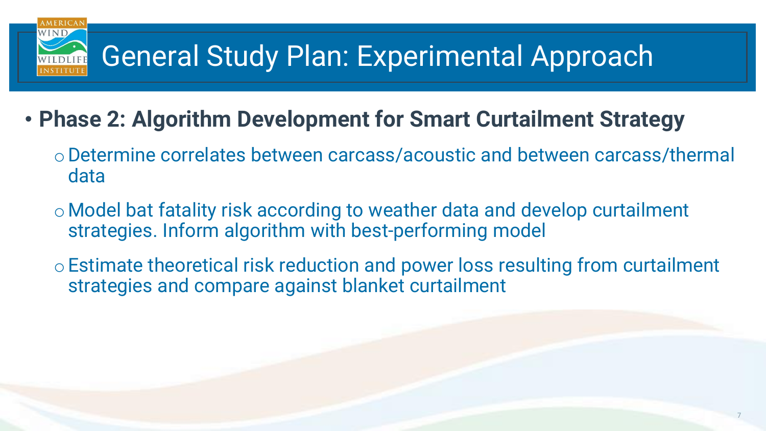# General Study Plan: Experimental Approach

- **Phase 2: Algorithm Development for Smart Curtailment Strategy**
  - Determine correlates between carcass/acoustic and between carcass/thermal data
  - Model bat fatality risk according to weather data and develop curtailment strategies. Inform algorithm with best-performing model
  - Estimate theoretical risk reduction and power loss resulting from curtailment strategies and compare against blanket curtailment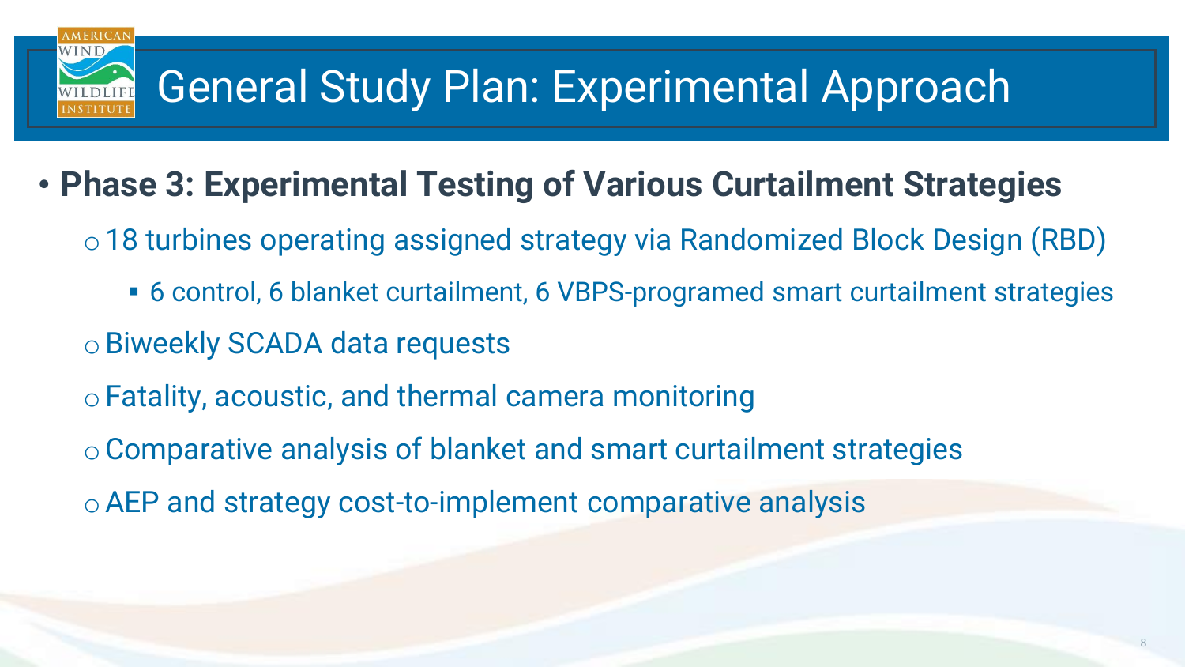# General Study Plan: Experimental Approach

- **Phase 3: Experimental Testing of Various Curtailment Strategies**
  - 18 turbines operating assigned strategy via Randomized Block Design (RBD)
    - 6 control, 6 blanket curtailment, 6 VBPS-programed smart curtailment strategies
  - Biweekly SCADA data requests
  - Fatality, acoustic, and thermal camera monitoring
  - Comparative analysis of blanket and smart curtailment strategies
  - AEP and strategy cost-to-implement comparative analysis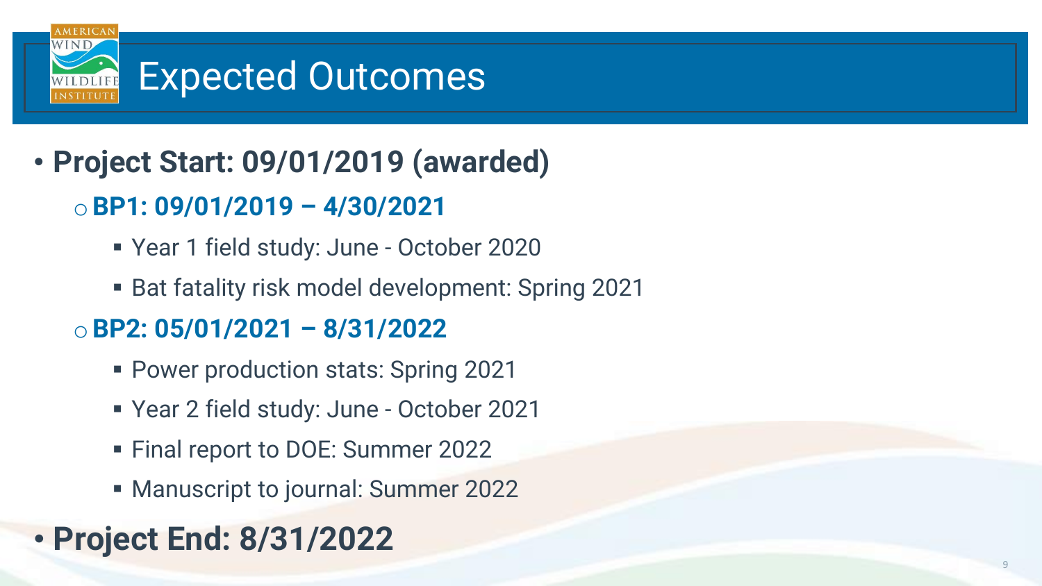# Expected Outcomes

- **Project Start: 09/01/2019 (awarded)**
  - **BP1: 09/01/2019 – 4/30/2021**
    - Year 1 field study: June - October 2020
    - Bat fatality risk model development: Spring 2021
  - **BP2: 05/01/2021 – 8/31/2022**
    - Power production stats: Spring 2021
    - Year 2 field study: June - October 2021
    - Final report to DOE: Summer 2022
    - Manuscript to journal: Summer 2022
- **Project End: 8/31/2022**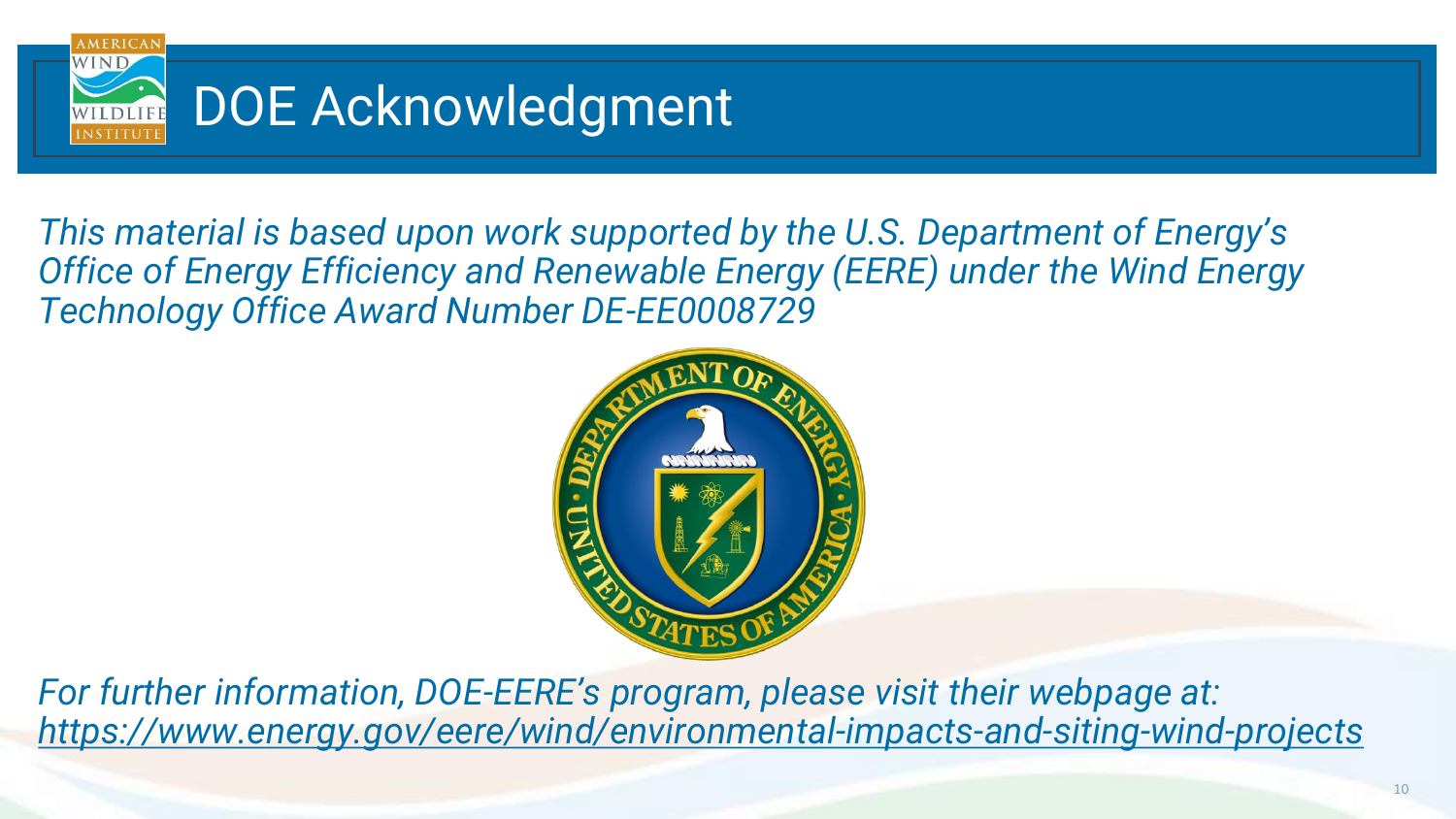# DOE Acknowledgment

*This material is based upon work supported by the U.S. Department of Energy's Office of Energy Efficiency and Renewable Energy (EERE) under the Wind Energy Technology Office Award Number DE-EE0008729*

*For further information, DOE-EERE's program, please visit their webpage at: https://www.energy.gov/eere/wind/environmental-impacts-and-siting-wind-projects*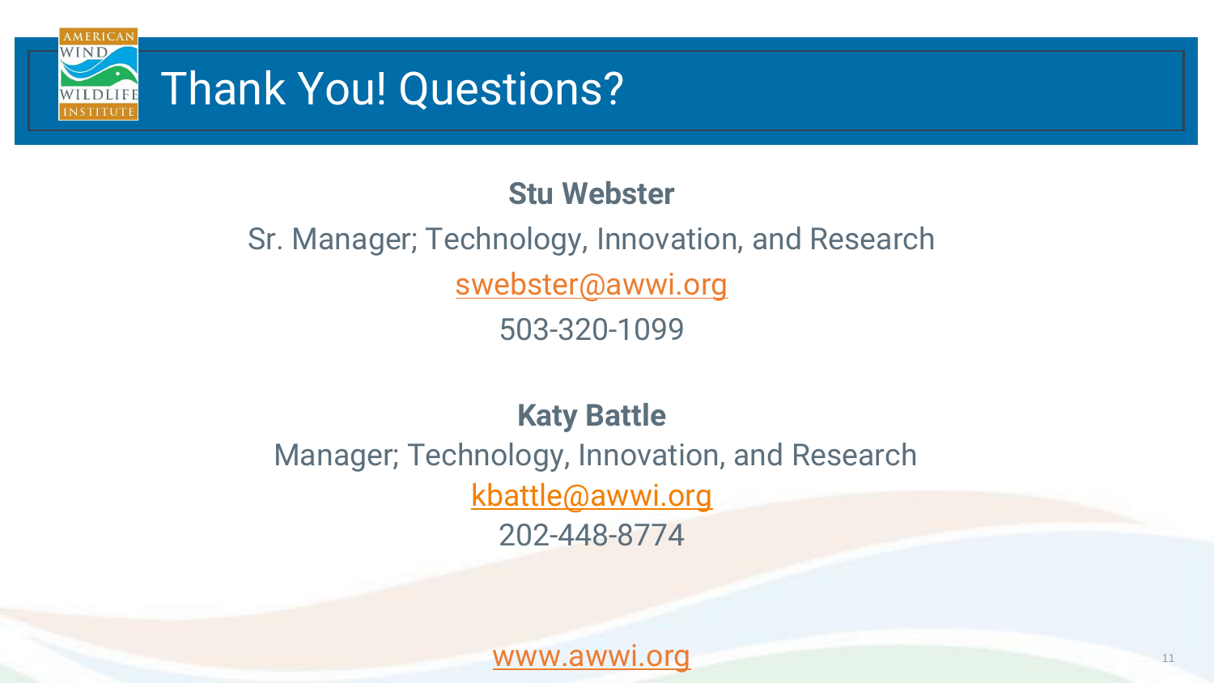# Thank You! Questions?

**Stu Webster**

Sr. Manager; Technology, Innovation, and Research

swebster@awwi.org

503-320-1099

**Katy Battle**

Manager; Technology, Innovation, and Research

kbattle@awwi.org

202-448-8774

www.awwi.org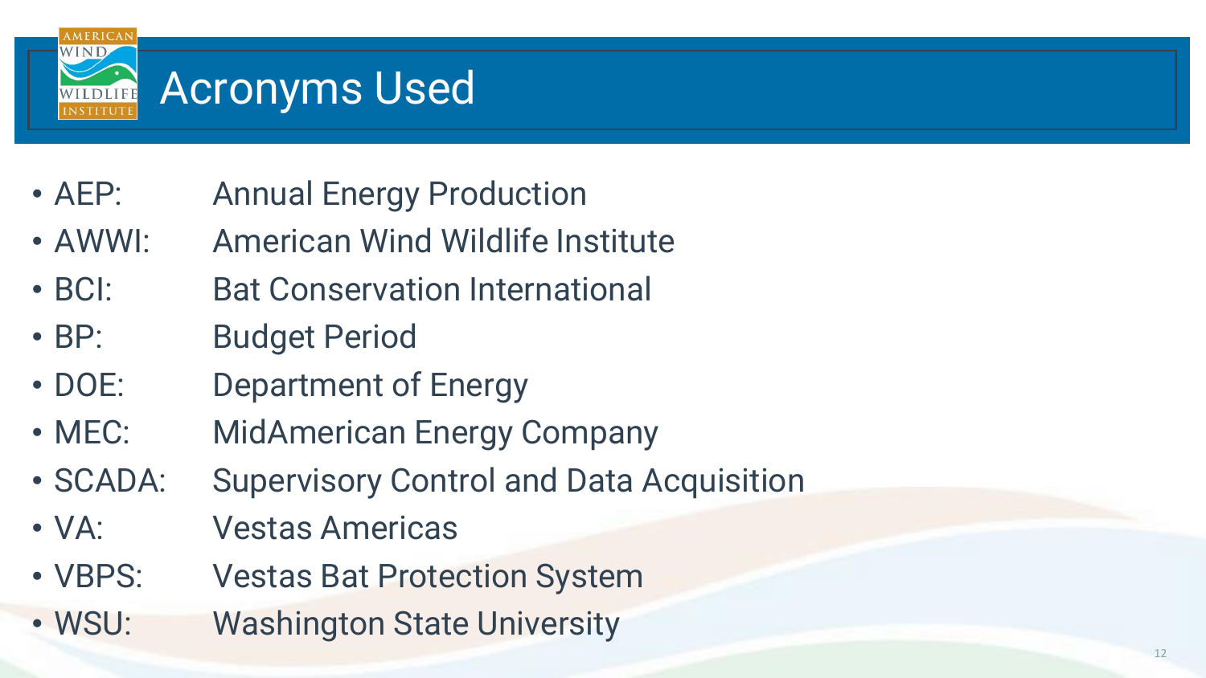# Acronyms Used

- AEP: Annual Energy Production
- AWWI: American Wind Wildlife Institute
- BCI: Bat Conservation International
- BP: Budget Period
- DOE: Department of Energy
- MEC: MidAmerican Energy Company
- SCADA: Supervisory Control and Data Acquisition
- VA: Vestas Americas
- VBPS: Vestas Bat Protection System
- WSU: Washington State University